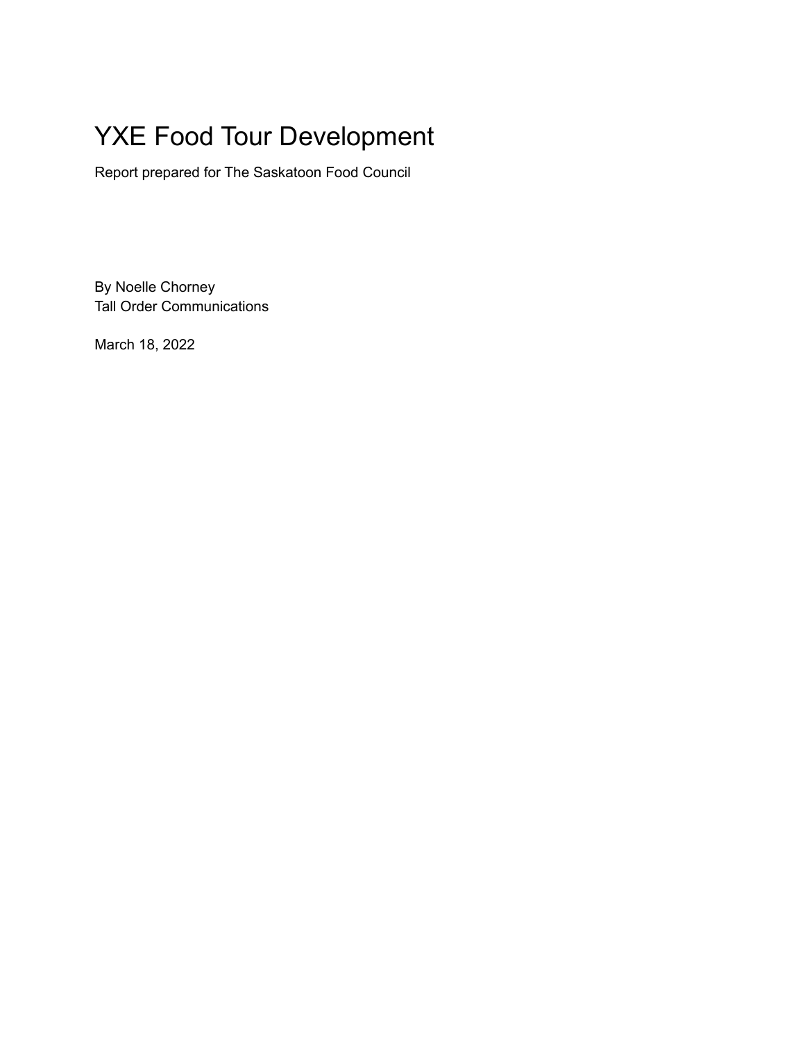# YXE Food Tour Development

Report prepared for The Saskatoon Food Council

By Noelle Chorney
Tall Order Communications

March 18, 2022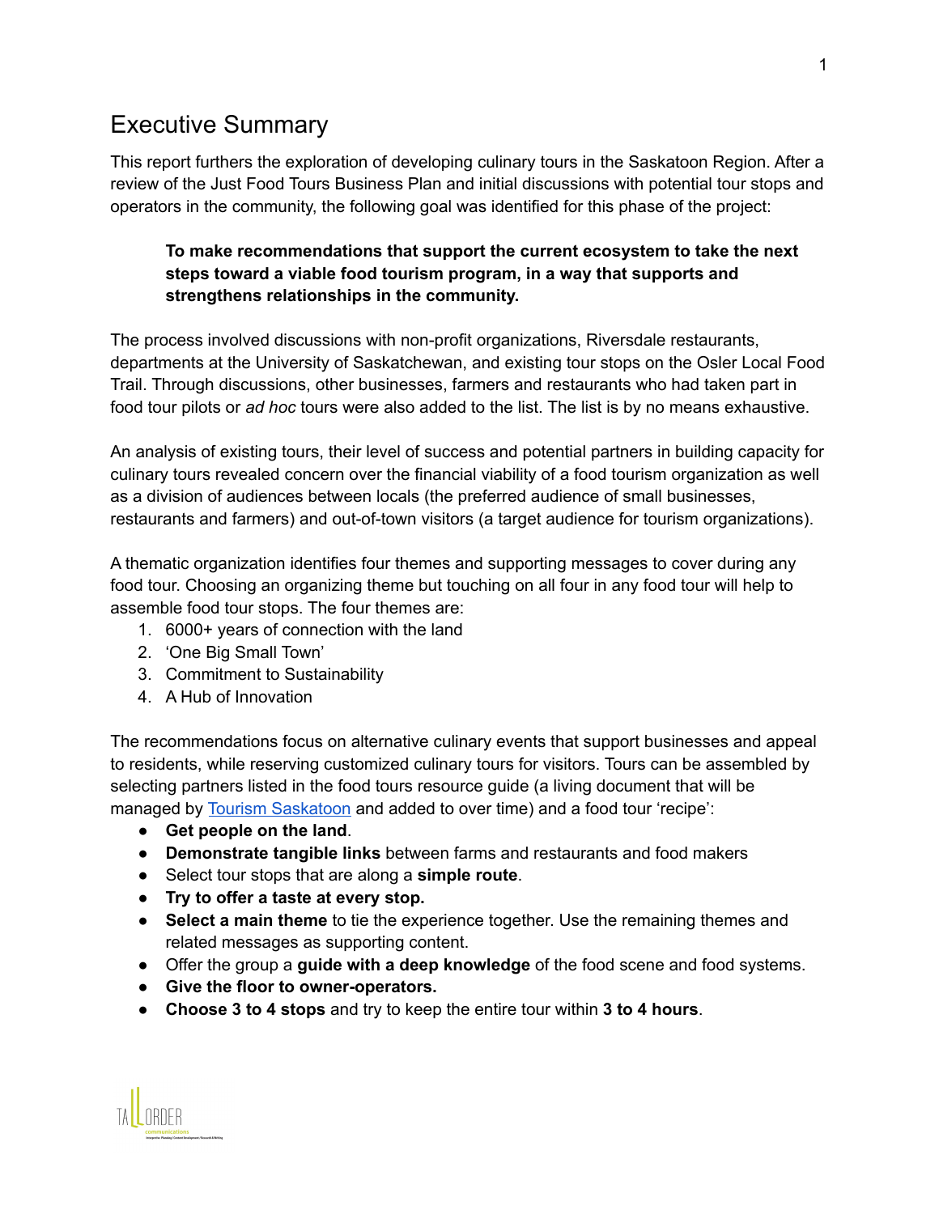# Executive Summary

This report furthers the exploration of developing culinary tours in the Saskatoon Region. After a review of the Just Food Tours Business Plan and initial discussions with potential tour stops and operators in the community, the following goal was identified for this phase of the project:

> **To make recommendations that support the current ecosystem to take the next steps toward a viable food tourism program, in a way that supports and strengthens relationships in the community.**

The process involved discussions with non-profit organizations, Riversdale restaurants, departments at the University of Saskatchewan, and existing tour stops on the Osler Local Food Trail. Through discussions, other businesses, farmers and restaurants who had taken part in food tour pilots or *ad hoc* tours were also added to the list. The list is by no means exhaustive.

An analysis of existing tours, their level of success and potential partners in building capacity for culinary tours revealed concern over the financial viability of a food tourism organization as well as a division of audiences between locals (the preferred audience of small businesses, restaurants and farmers) and out-of-town visitors (a target audience for tourism organizations).

A thematic organization identifies four themes and supporting messages to cover during any food tour. Choosing an organizing theme but touching on all four in any food tour will help to assemble food tour stops. The four themes are:

1. 6000+ years of connection with the land
2. 'One Big Small Town'
3. Commitment to Sustainability
4. A Hub of Innovation

The recommendations focus on alternative culinary events that support businesses and appeal to residents, while reserving customized culinary tours for visitors. Tours can be assembled by selecting partners listed in the food tours resource guide (a living document that will be managed by Tourism Saskatoon and added to over time) and a food tour 'recipe':

- **Get people on the land**.
- **Demonstrate tangible links** between farms and restaurants and food makers
- Select tour stops that are along a **simple route**.
- **Try to offer a taste at every stop.**
- **Select a main theme** to tie the experience together. Use the remaining themes and related messages as supporting content.
- Offer the group a **guide with a deep knowledge** of the food scene and food systems.
- **Give the floor to owner-operators.**
- **Choose 3 to 4 stops** and try to keep the entire tour within **3 to 4 hours**.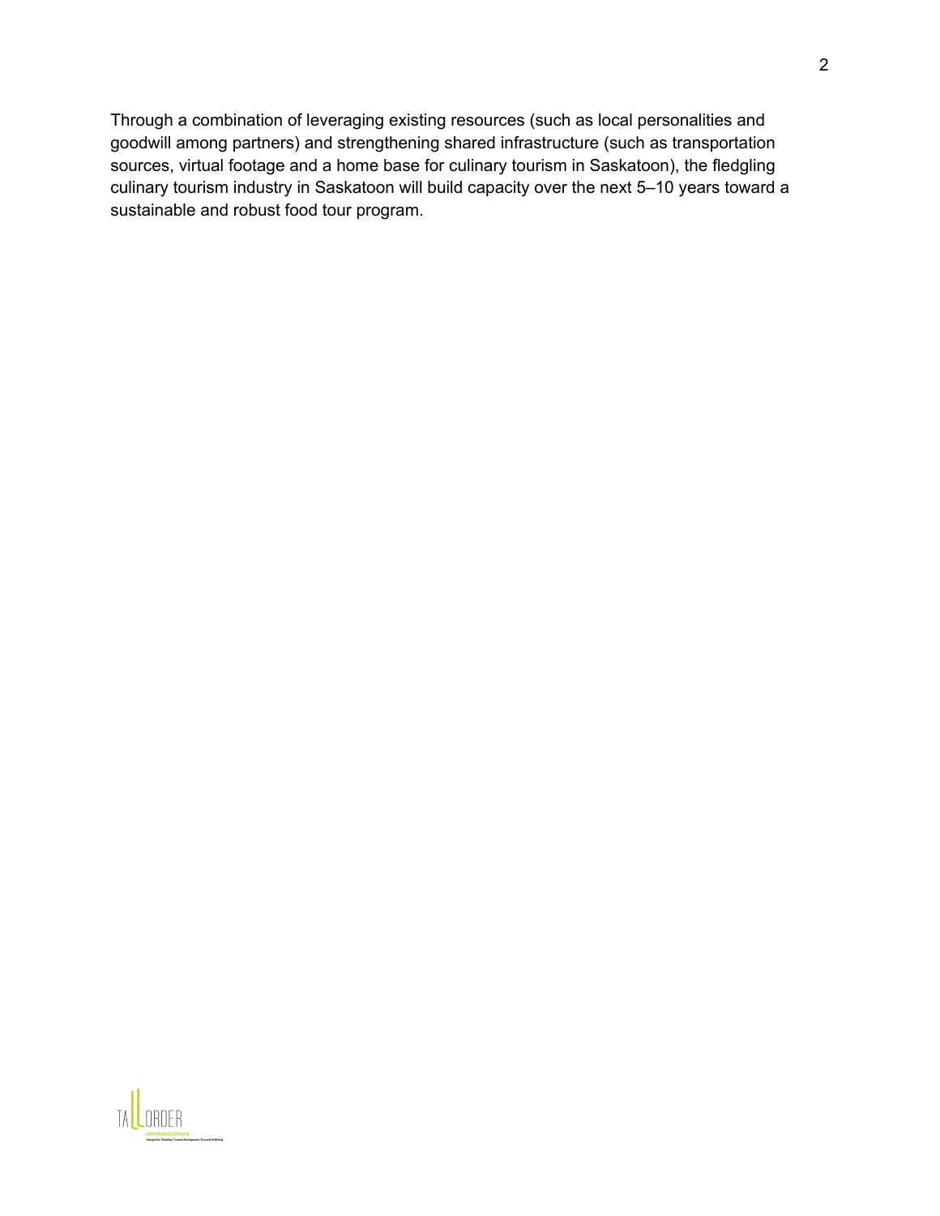Through a combination of leveraging existing resources (such as local personalities and goodwill among partners) and strengthening shared infrastructure (such as transportation sources, virtual footage and a home base for culinary tourism in Saskatoon), the fledgling culinary tourism industry in Saskatoon will build capacity over the next 5–10 years toward a sustainable and robust food tour program.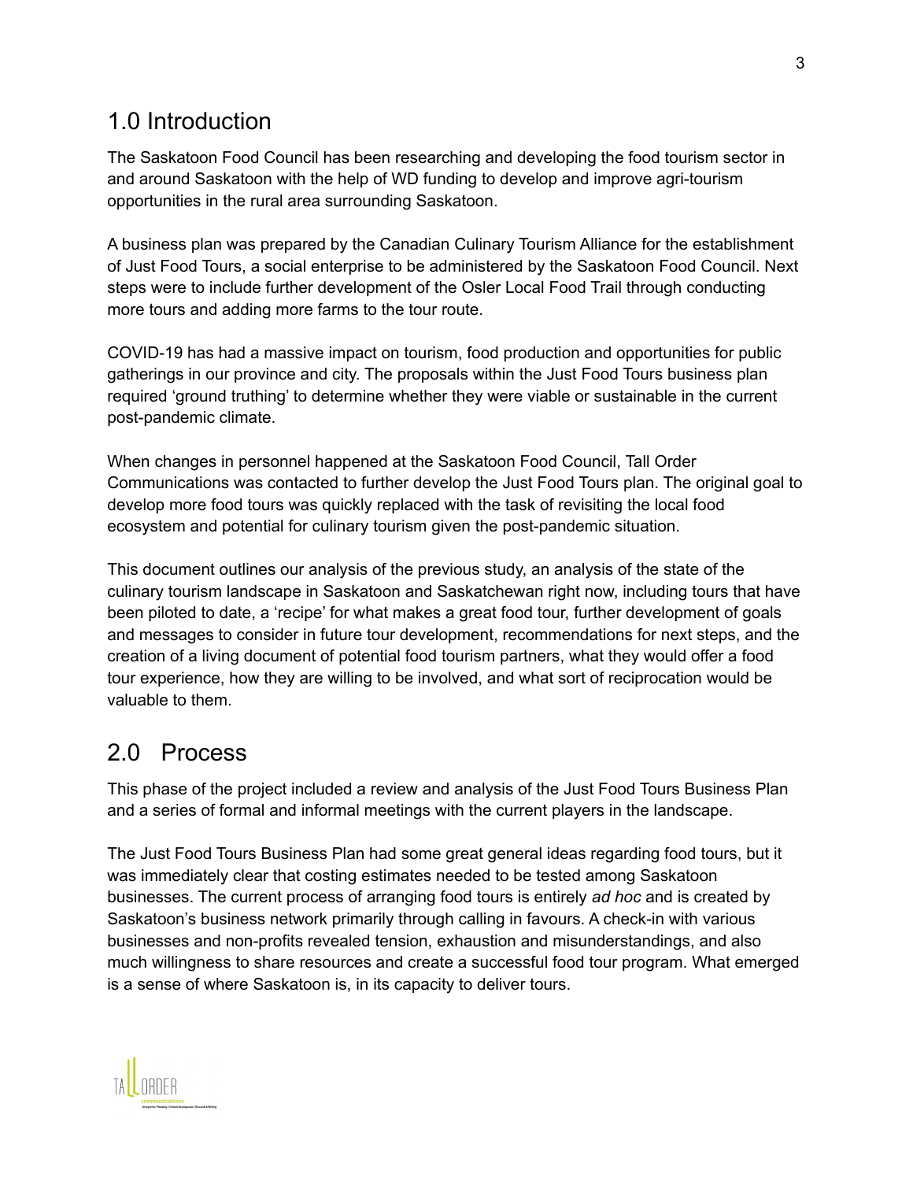## 1.0 Introduction

The Saskatoon Food Council has been researching and developing the food tourism sector in and around Saskatoon with the help of WD funding to develop and improve agri-tourism opportunities in the rural area surrounding Saskatoon.

A business plan was prepared by the Canadian Culinary Tourism Alliance for the establishment of Just Food Tours, a social enterprise to be administered by the Saskatoon Food Council. Next steps were to include further development of the Osler Local Food Trail through conducting more tours and adding more farms to the tour route.

COVID-19 has had a massive impact on tourism, food production and opportunities for public gatherings in our province and city. The proposals within the Just Food Tours business plan required 'ground truthing' to determine whether they were viable or sustainable in the current post-pandemic climate.

When changes in personnel happened at the Saskatoon Food Council, Tall Order Communications was contacted to further develop the Just Food Tours plan. The original goal to develop more food tours was quickly replaced with the task of revisiting the local food ecosystem and potential for culinary tourism given the post-pandemic situation.

This document outlines our analysis of the previous study, an analysis of the state of the culinary tourism landscape in Saskatoon and Saskatchewan right now, including tours that have been piloted to date, a 'recipe' for what makes a great food tour, further development of goals and messages to consider in future tour development, recommendations for next steps, and the creation of a living document of potential food tourism partners, what they would offer a food tour experience, how they are willing to be involved, and what sort of reciprocation would be valuable to them.

## 2.0 Process

This phase of the project included a review and analysis of the Just Food Tours Business Plan and a series of formal and informal meetings with the current players in the landscape.

The Just Food Tours Business Plan had some great general ideas regarding food tours, but it was immediately clear that costing estimates needed to be tested among Saskatoon businesses. The current process of arranging food tours is entirely *ad hoc* and is created by Saskatoon's business network primarily through calling in favours. A check-in with various businesses and non-profits revealed tension, exhaustion and misunderstandings, and also much willingness to share resources and create a successful food tour program. What emerged is a sense of where Saskatoon is, in its capacity to deliver tours.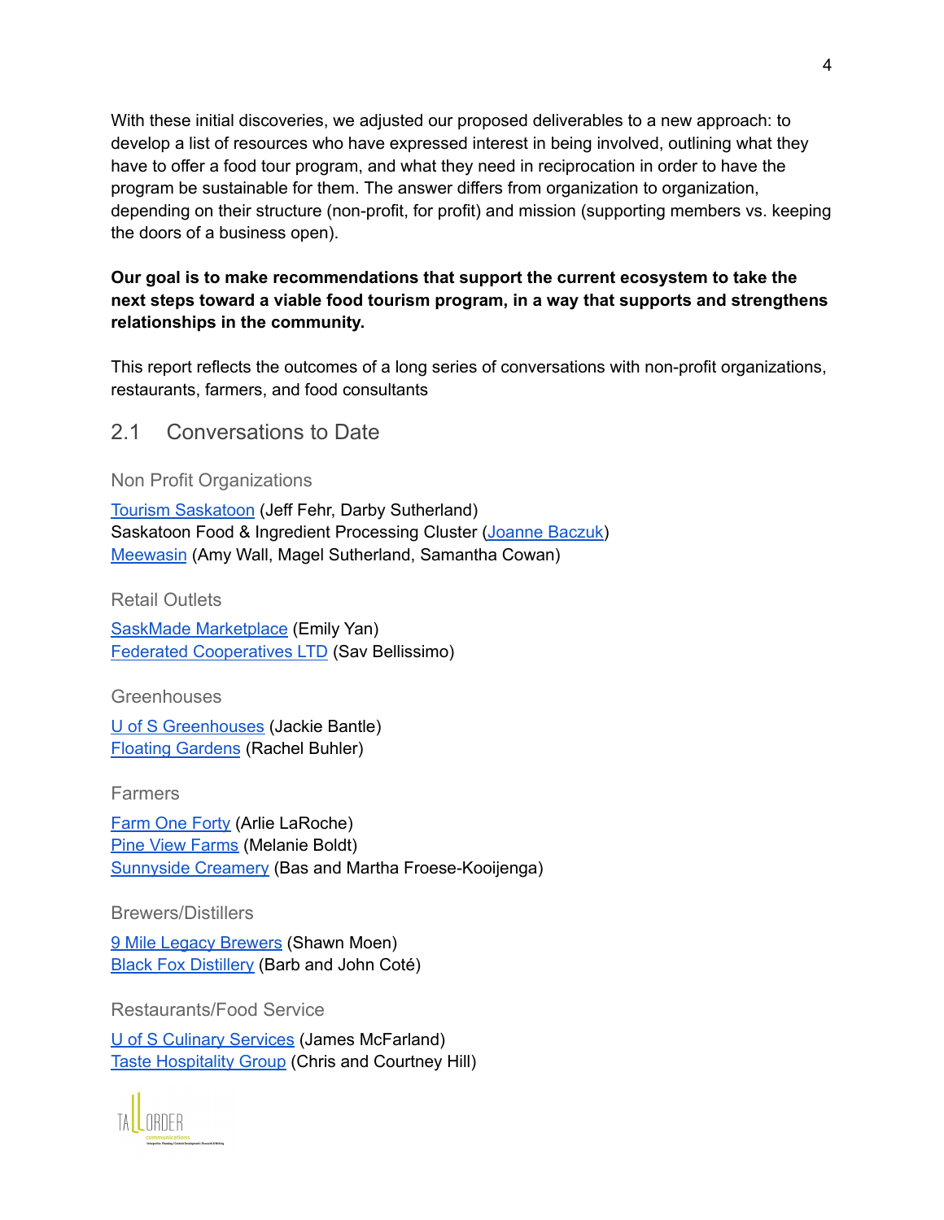With these initial discoveries, we adjusted our proposed deliverables to a new approach: to develop a list of resources who have expressed interest in being involved, outlining what they have to offer a food tour program, and what they need in reciprocation in order to have the program be sustainable for them. The answer differs from organization to organization, depending on their structure (non-profit, for profit) and mission (supporting members vs. keeping the doors of a business open).

**Our goal is to make recommendations that support the current ecosystem to take the next steps toward a viable food tourism program, in a way that supports and strengthens relationships in the community.**

This report reflects the outcomes of a long series of conversations with non-profit organizations, restaurants, farmers, and food consultants

## 2.1 Conversations to Date

### Non Profit Organizations

Tourism Saskatoon (Jeff Fehr, Darby Sutherland)
Saskatoon Food & Ingredient Processing Cluster (Joanne Baczuk)
Meewasin (Amy Wall, Magel Sutherland, Samantha Cowan)

### Retail Outlets

SaskMade Marketplace (Emily Yan)
Federated Cooperatives LTD (Sav Bellissimo)

### Greenhouses

U of S Greenhouses (Jackie Bantle)
Floating Gardens (Rachel Buhler)

### Farmers

Farm One Forty (Arlie LaRoche)
Pine View Farms (Melanie Boldt)
Sunnyside Creamery (Bas and Martha Froese-Kooijenga)

### Brewers/Distillers

9 Mile Legacy Brewers (Shawn Moen)
Black Fox Distillery (Barb and John Coté)

### Restaurants/Food Service

U of S Culinary Services (James McFarland)
Taste Hospitality Group (Chris and Courtney Hill)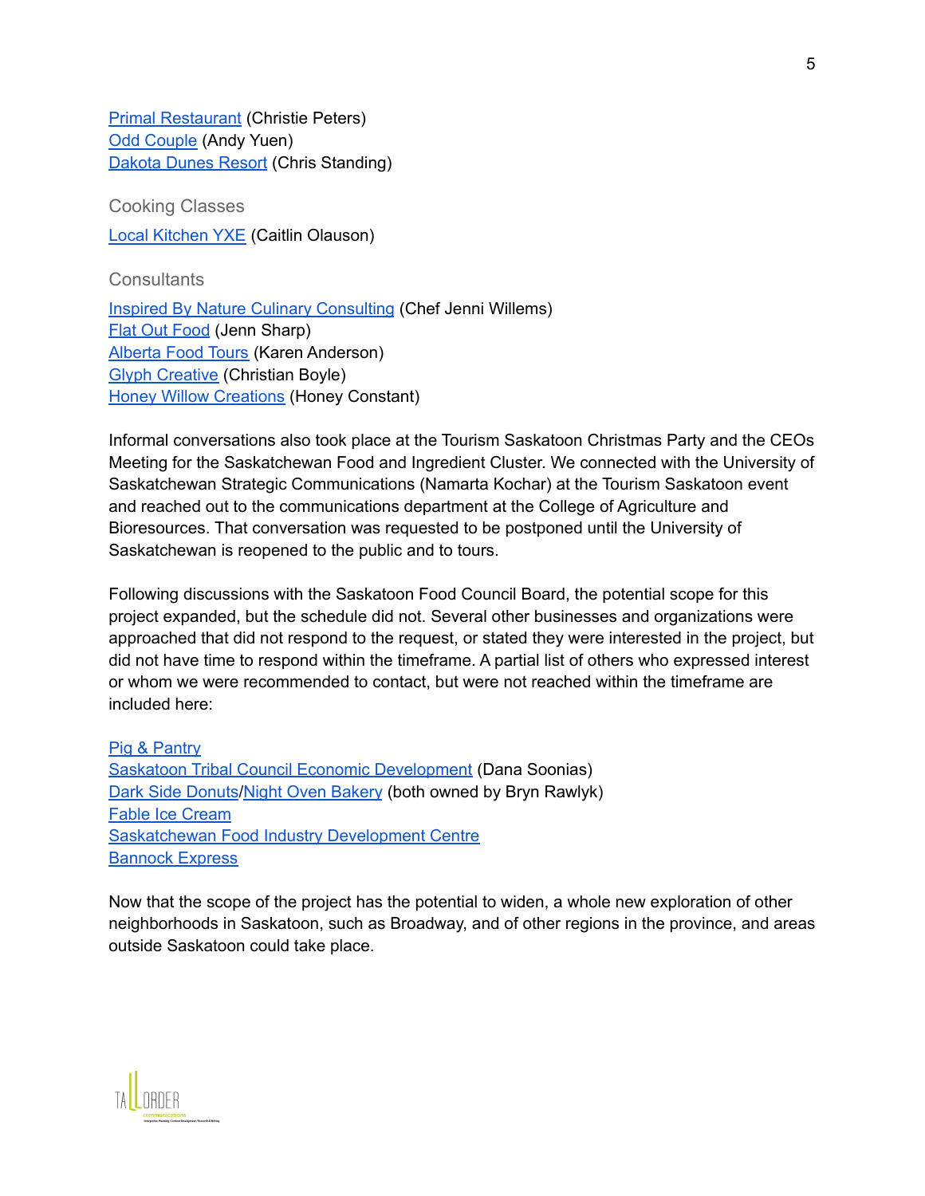Primal Restaurant (Christie Peters)
Odd Couple (Andy Yuen)
Dakota Dunes Resort (Chris Standing)

### Cooking Classes

Local Kitchen YXE (Caitlin Olauson)

### Consultants

Inspired By Nature Culinary Consulting (Chef Jenni Willems)
Flat Out Food (Jenn Sharp)
Alberta Food Tours (Karen Anderson)
Glyph Creative (Christian Boyle)
Honey Willow Creations (Honey Constant)

Informal conversations also took place at the Tourism Saskatoon Christmas Party and the CEOs Meeting for the Saskatchewan Food and Ingredient Cluster. We connected with the University of Saskatchewan Strategic Communications (Namarta Kochar) at the Tourism Saskatoon event and reached out to the communications department at the College of Agriculture and Bioresources. That conversation was requested to be postponed until the University of Saskatchewan is reopened to the public and to tours.

Following discussions with the Saskatoon Food Council Board, the potential scope for this project expanded, but the schedule did not. Several other businesses and organizations were approached that did not respond to the request, or stated they were interested in the project, but did not have time to respond within the timeframe. A partial list of others who expressed interest or whom we were recommended to contact, but were not reached within the timeframe are included here:

Pig & Pantry
Saskatoon Tribal Council Economic Development (Dana Soonias)
Dark Side Donuts/Night Oven Bakery (both owned by Bryn Rawlyk)
Fable Ice Cream
Saskatchewan Food Industry Development Centre
Bannock Express

Now that the scope of the project has the potential to widen, a whole new exploration of other neighborhoods in Saskatoon, such as Broadway, and of other regions in the province, and areas outside Saskatoon could take place.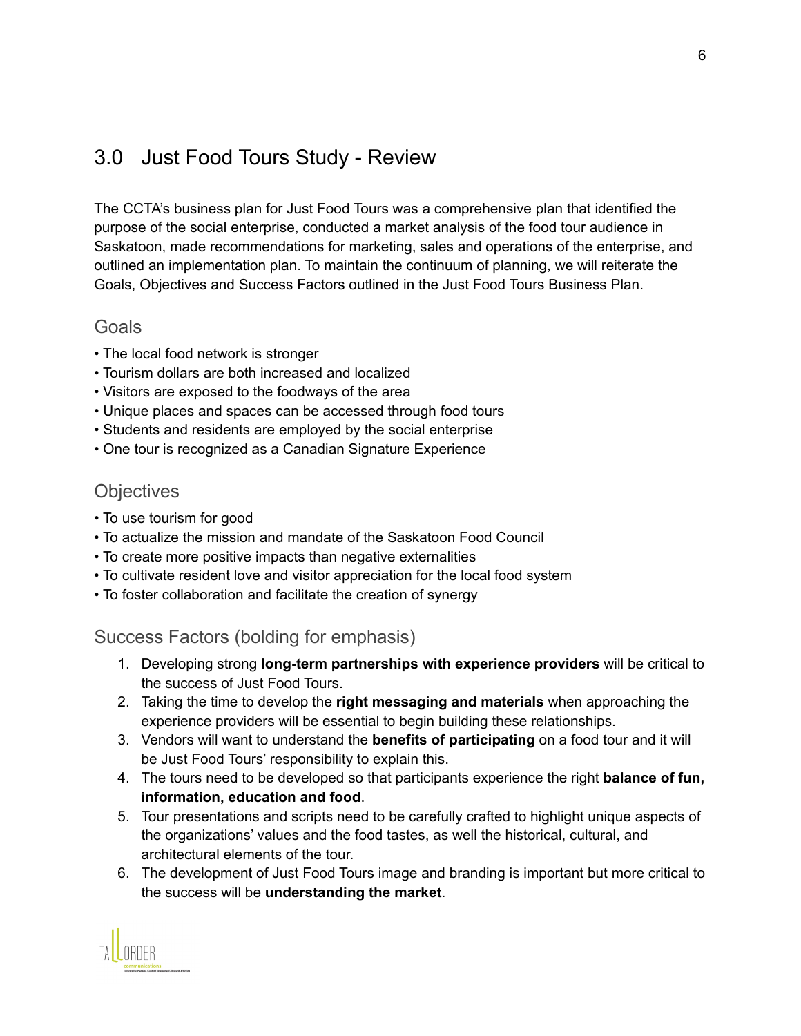## 3.0 Just Food Tours Study - Review

The CCTA's business plan for Just Food Tours was a comprehensive plan that identified the purpose of the social enterprise, conducted a market analysis of the food tour audience in Saskatoon, made recommendations for marketing, sales and operations of the enterprise, and outlined an implementation plan. To maintain the continuum of planning, we will reiterate the Goals, Objectives and Success Factors outlined in the Just Food Tours Business Plan.

### Goals

- The local food network is stronger
- Tourism dollars are both increased and localized
- Visitors are exposed to the foodways of the area
- Unique places and spaces can be accessed through food tours
- Students and residents are employed by the social enterprise
- One tour is recognized as a Canadian Signature Experience

### Objectives

- To use tourism for good
- To actualize the mission and mandate of the Saskatoon Food Council
- To create more positive impacts than negative externalities
- To cultivate resident love and visitor appreciation for the local food system
- To foster collaboration and facilitate the creation of synergy

### Success Factors (bolding for emphasis)

1. Developing strong **long-term partnerships with experience providers** will be critical to the success of Just Food Tours.
2. Taking the time to develop the **right messaging and materials** when approaching the experience providers will be essential to begin building these relationships.
3. Vendors will want to understand the **benefits of participating** on a food tour and it will be Just Food Tours' responsibility to explain this.
4. The tours need to be developed so that participants experience the right **balance of fun, information, education and food**.
5. Tour presentations and scripts need to be carefully crafted to highlight unique aspects of the organizations' values and the food tastes, as well the historical, cultural, and architectural elements of the tour.
6. The development of Just Food Tours image and branding is important but more critical to the success will be **understanding the market**.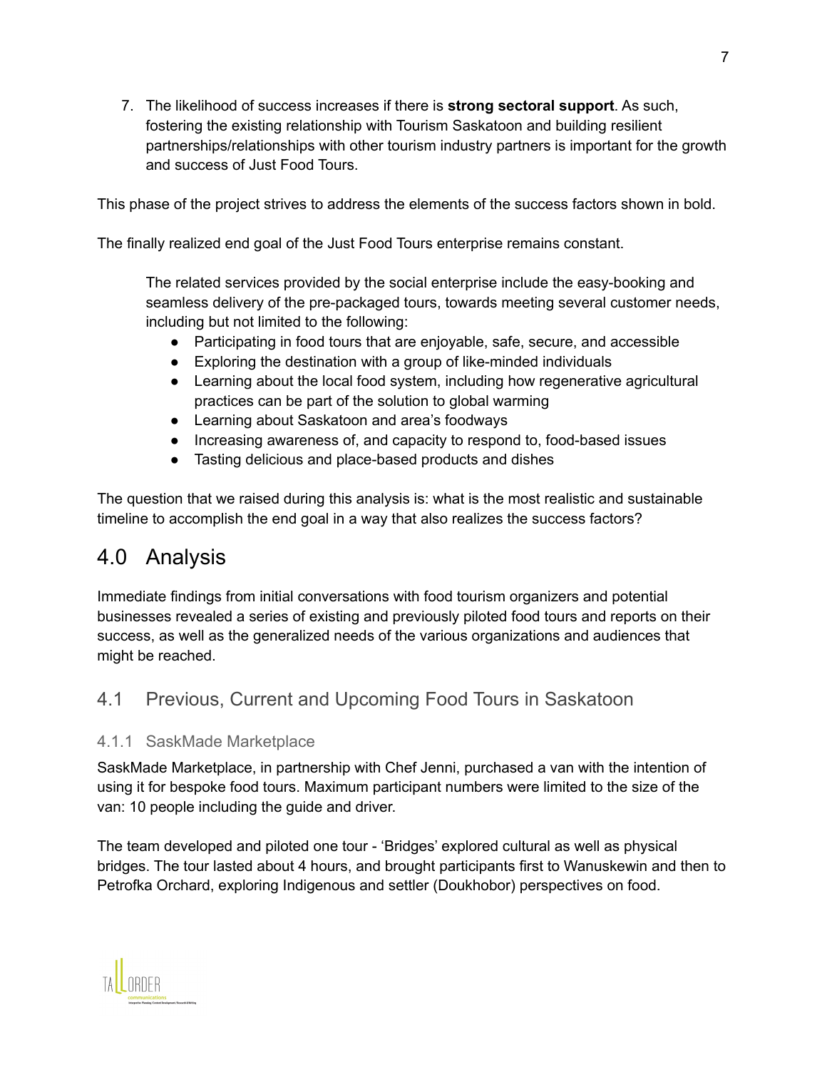7. The likelihood of success increases if there is **strong sectoral support**. As such, fostering the existing relationship with Tourism Saskatoon and building resilient partnerships/relationships with other tourism industry partners is important for the growth and success of Just Food Tours.

This phase of the project strives to address the elements of the success factors shown in bold.

The finally realized end goal of the Just Food Tours enterprise remains constant.

> The related services provided by the social enterprise include the easy-booking and seamless delivery of the pre-packaged tours, towards meeting several customer needs, including but not limited to the following:
>
> - Participating in food tours that are enjoyable, safe, secure, and accessible
> - Exploring the destination with a group of like-minded individuals
> - Learning about the local food system, including how regenerative agricultural practices can be part of the solution to global warming
> - Learning about Saskatoon and area's foodways
> - Increasing awareness of, and capacity to respond to, food-based issues
> - Tasting delicious and place-based products and dishes

The question that we raised during this analysis is: what is the most realistic and sustainable timeline to accomplish the end goal in a way that also realizes the success factors?

# 4.0 Analysis

Immediate findings from initial conversations with food tourism organizers and potential businesses revealed a series of existing and previously piloted food tours and reports on their success, as well as the generalized needs of the various organizations and audiences that might be reached.

## 4.1 Previous, Current and Upcoming Food Tours in Saskatoon

### 4.1.1 SaskMade Marketplace

SaskMade Marketplace, in partnership with Chef Jenni, purchased a van with the intention of using it for bespoke food tours. Maximum participant numbers were limited to the size of the van: 10 people including the guide and driver.

The team developed and piloted one tour - 'Bridges' explored cultural as well as physical bridges. The tour lasted about 4 hours, and brought participants first to Wanuskewin and then to Petrofka Orchard, exploring Indigenous and settler (Doukhobor) perspectives on food.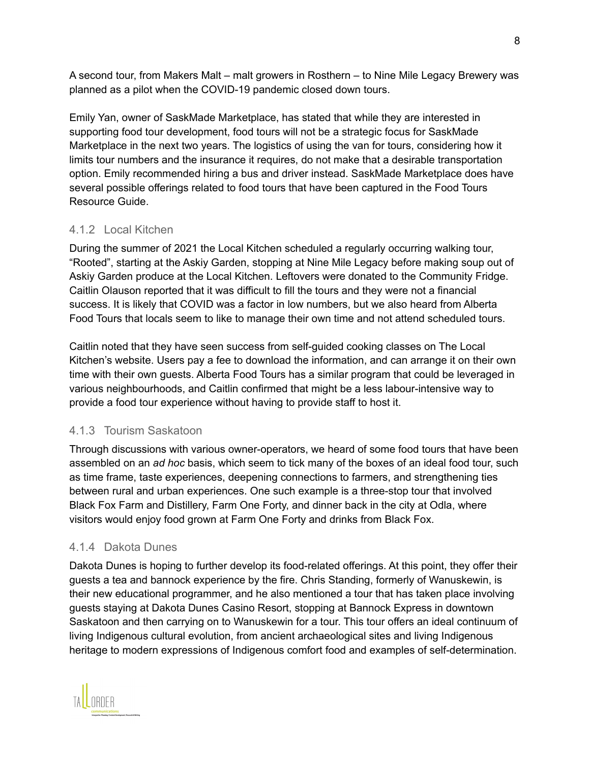A second tour, from Makers Malt – malt growers in Rosthern – to Nine Mile Legacy Brewery was planned as a pilot when the COVID-19 pandemic closed down tours.

Emily Yan, owner of SaskMade Marketplace, has stated that while they are interested in supporting food tour development, food tours will not be a strategic focus for SaskMade Marketplace in the next two years. The logistics of using the van for tours, considering how it limits tour numbers and the insurance it requires, do not make that a desirable transportation option. Emily recommended hiring a bus and driver instead. SaskMade Marketplace does have several possible offerings related to food tours that have been captured in the Food Tours Resource Guide.

### 4.1.2 Local Kitchen

During the summer of 2021 the Local Kitchen scheduled a regularly occurring walking tour, "Rooted", starting at the Askiy Garden, stopping at Nine Mile Legacy before making soup out of Askiy Garden produce at the Local Kitchen. Leftovers were donated to the Community Fridge. Caitlin Olauson reported that it was difficult to fill the tours and they were not a financial success. It is likely that COVID was a factor in low numbers, but we also heard from Alberta Food Tours that locals seem to like to manage their own time and not attend scheduled tours.

Caitlin noted that they have seen success from self-guided cooking classes on The Local Kitchen's website. Users pay a fee to download the information, and can arrange it on their own time with their own guests. Alberta Food Tours has a similar program that could be leveraged in various neighbourhoods, and Caitlin confirmed that might be a less labour-intensive way to provide a food tour experience without having to provide staff to host it.

### 4.1.3 Tourism Saskatoon

Through discussions with various owner-operators, we heard of some food tours that have been assembled on an *ad hoc* basis, which seem to tick many of the boxes of an ideal food tour, such as time frame, taste experiences, deepening connections to farmers, and strengthening ties between rural and urban experiences. One such example is a three-stop tour that involved Black Fox Farm and Distillery, Farm One Forty, and dinner back in the city at Odla, where visitors would enjoy food grown at Farm One Forty and drinks from Black Fox.

### 4.1.4 Dakota Dunes

Dakota Dunes is hoping to further develop its food-related offerings. At this point, they offer their guests a tea and bannock experience by the fire. Chris Standing, formerly of Wanuskewin, is their new educational programmer, and he also mentioned a tour that has taken place involving guests staying at Dakota Dunes Casino Resort, stopping at Bannock Express in downtown Saskatoon and then carrying on to Wanuskewin for a tour. This tour offers an ideal continuum of living Indigenous cultural evolution, from ancient archaeological sites and living Indigenous heritage to modern expressions of Indigenous comfort food and examples of self-determination.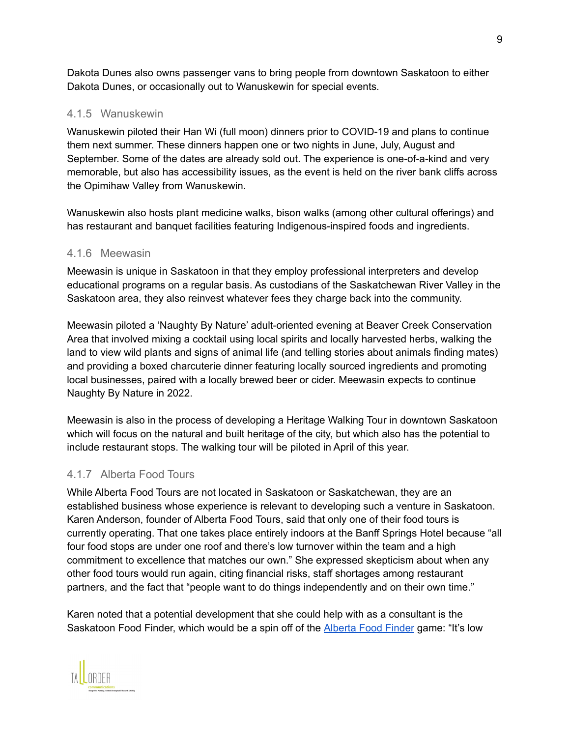Dakota Dunes also owns passenger vans to bring people from downtown Saskatoon to either Dakota Dunes, or occasionally out to Wanuskewin for special events.

### 4.1.5 Wanuskewin

Wanuskewin piloted their Han Wi (full moon) dinners prior to COVID-19 and plans to continue them next summer. These dinners happen one or two nights in June, July, August and September. Some of the dates are already sold out. The experience is one-of-a-kind and very memorable, but also has accessibility issues, as the event is held on the river bank cliffs across the Opimihaw Valley from Wanuskewin.

Wanuskewin also hosts plant medicine walks, bison walks (among other cultural offerings) and has restaurant and banquet facilities featuring Indigenous-inspired foods and ingredients.

### 4.1.6 Meewasin

Meewasin is unique in Saskatoon in that they employ professional interpreters and develop educational programs on a regular basis. As custodians of the Saskatchewan River Valley in the Saskatoon area, they also reinvest whatever fees they charge back into the community.

Meewasin piloted a 'Naughty By Nature' adult-oriented evening at Beaver Creek Conservation Area that involved mixing a cocktail using local spirits and locally harvested herbs, walking the land to view wild plants and signs of animal life (and telling stories about animals finding mates) and providing a boxed charcuterie dinner featuring locally sourced ingredients and promoting local businesses, paired with a locally brewed beer or cider. Meewasin expects to continue Naughty By Nature in 2022.

Meewasin is also in the process of developing a Heritage Walking Tour in downtown Saskatoon which will focus on the natural and built heritage of the city, but which also has the potential to include restaurant stops. The walking tour will be piloted in April of this year.

### 4.1.7 Alberta Food Tours

While Alberta Food Tours are not located in Saskatoon or Saskatchewan, they are an established business whose experience is relevant to developing such a venture in Saskatoon. Karen Anderson, founder of Alberta Food Tours, said that only one of their food tours is currently operating. That one takes place entirely indoors at the Banff Springs Hotel because "all four food stops are under one roof and there's low turnover within the team and a high commitment to excellence that matches our own." She expressed skepticism about when any other food tours would run again, citing financial risks, staff shortages among restaurant partners, and the fact that "people want to do things independently and on their own time."

Karen noted that a potential development that she could help with as a consultant is the Saskatoon Food Finder, which would be a spin off of the Alberta Food Finder game: "It's low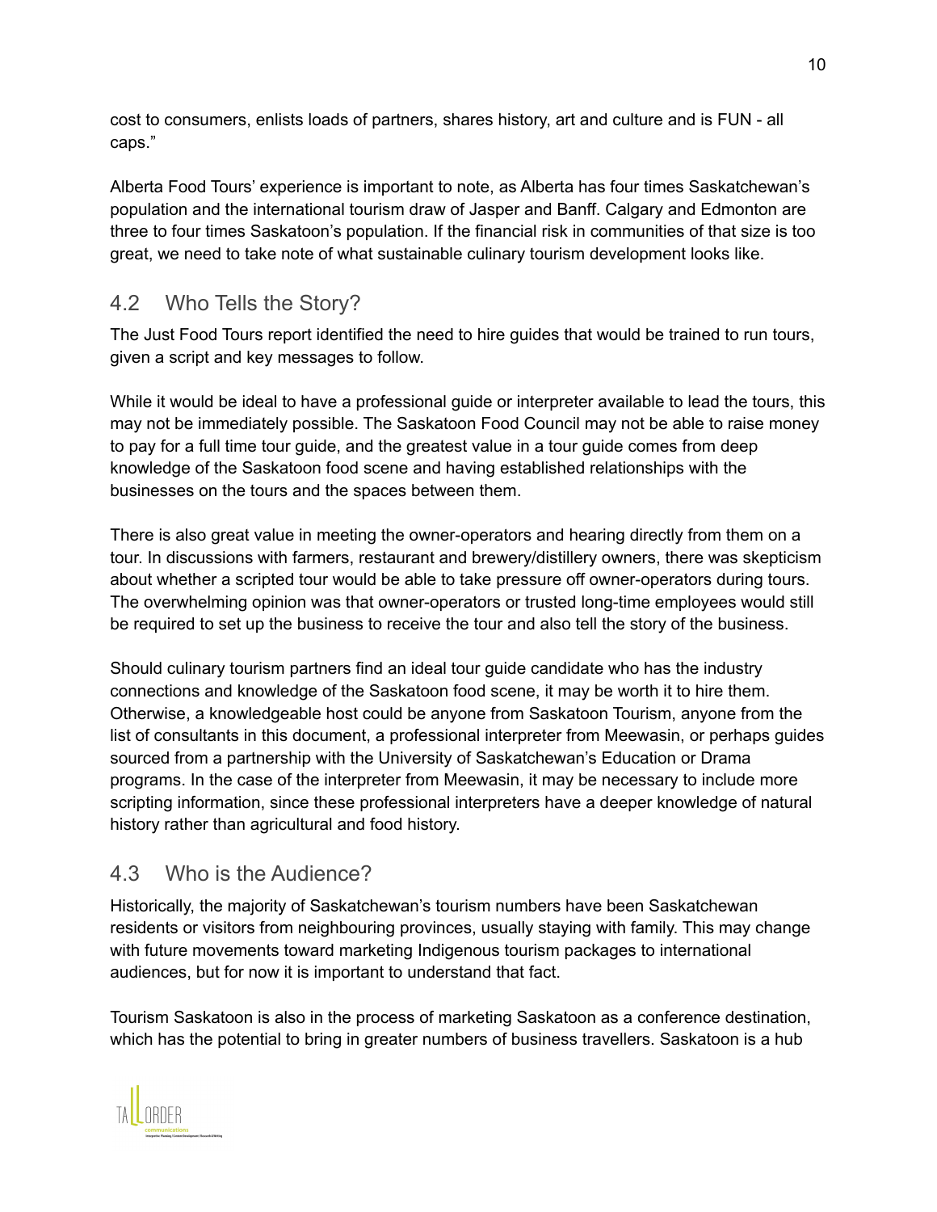cost to consumers, enlists loads of partners, shares history, art and culture and is FUN - all caps."

Alberta Food Tours' experience is important to note, as Alberta has four times Saskatchewan's population and the international tourism draw of Jasper and Banff. Calgary and Edmonton are three to four times Saskatoon's population. If the financial risk in communities of that size is too great, we need to take note of what sustainable culinary tourism development looks like.

## 4.2 Who Tells the Story?

The Just Food Tours report identified the need to hire guides that would be trained to run tours, given a script and key messages to follow.

While it would be ideal to have a professional guide or interpreter available to lead the tours, this may not be immediately possible. The Saskatoon Food Council may not be able to raise money to pay for a full time tour guide, and the greatest value in a tour guide comes from deep knowledge of the Saskatoon food scene and having established relationships with the businesses on the tours and the spaces between them.

There is also great value in meeting the owner-operators and hearing directly from them on a tour. In discussions with farmers, restaurant and brewery/distillery owners, there was skepticism about whether a scripted tour would be able to take pressure off owner-operators during tours. The overwhelming opinion was that owner-operators or trusted long-time employees would still be required to set up the business to receive the tour and also tell the story of the business.

Should culinary tourism partners find an ideal tour guide candidate who has the industry connections and knowledge of the Saskatoon food scene, it may be worth it to hire them. Otherwise, a knowledgeable host could be anyone from Saskatoon Tourism, anyone from the list of consultants in this document, a professional interpreter from Meewasin, or perhaps guides sourced from a partnership with the University of Saskatchewan's Education or Drama programs. In the case of the interpreter from Meewasin, it may be necessary to include more scripting information, since these professional interpreters have a deeper knowledge of natural history rather than agricultural and food history.

## 4.3 Who is the Audience?

Historically, the majority of Saskatchewan's tourism numbers have been Saskatchewan residents or visitors from neighbouring provinces, usually staying with family. This may change with future movements toward marketing Indigenous tourism packages to international audiences, but for now it is important to understand that fact.

Tourism Saskatoon is also in the process of marketing Saskatoon as a conference destination, which has the potential to bring in greater numbers of business travellers. Saskatoon is a hub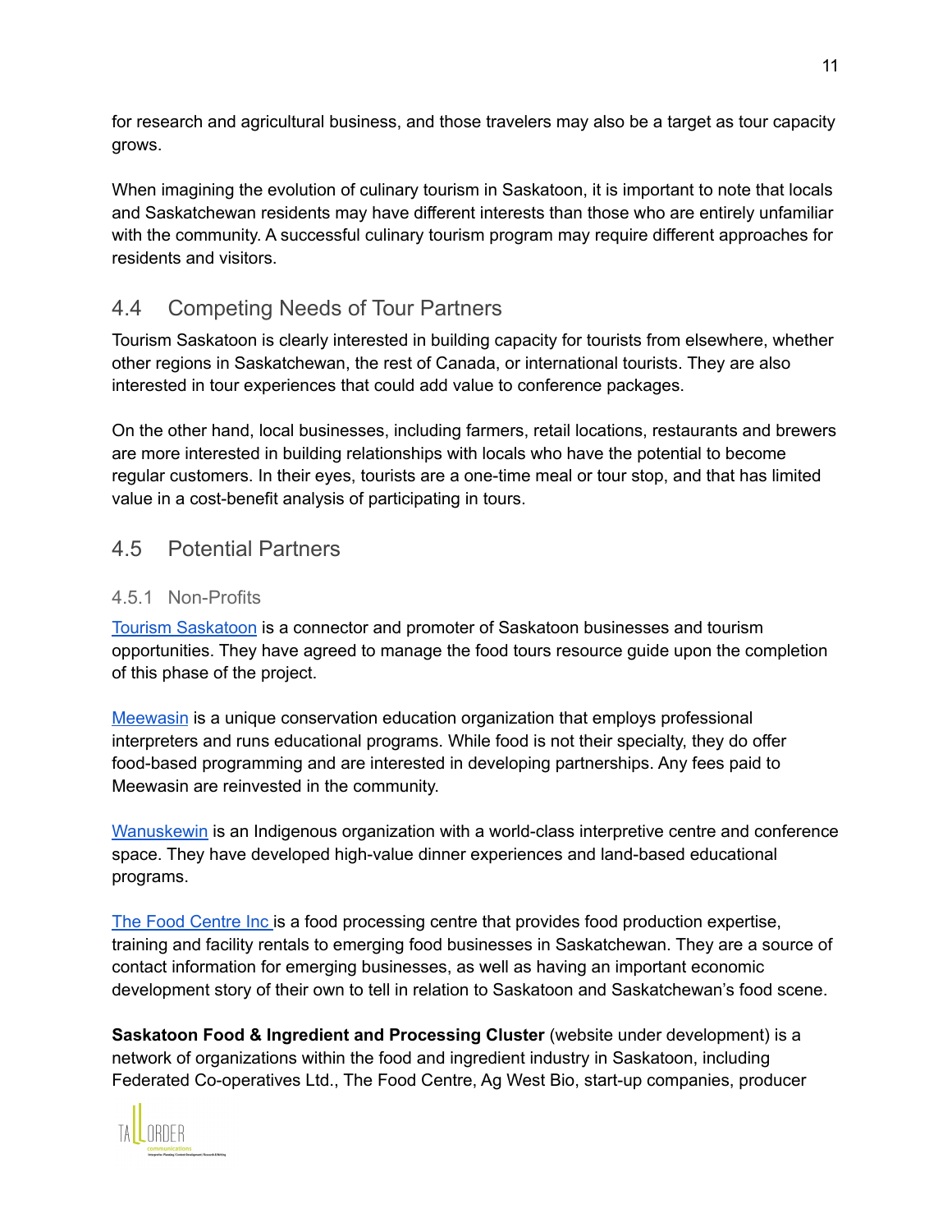for research and agricultural business, and those travelers may also be a target as tour capacity grows.

When imagining the evolution of culinary tourism in Saskatoon, it is important to note that locals and Saskatchewan residents may have different interests than those who are entirely unfamiliar with the community. A successful culinary tourism program may require different approaches for residents and visitors.

## 4.4 Competing Needs of Tour Partners

Tourism Saskatoon is clearly interested in building capacity for tourists from elsewhere, whether other regions in Saskatchewan, the rest of Canada, or international tourists. They are also interested in tour experiences that could add value to conference packages.

On the other hand, local businesses, including farmers, retail locations, restaurants and brewers are more interested in building relationships with locals who have the potential to become regular customers. In their eyes, tourists are a one-time meal or tour stop, and that has limited value in a cost-benefit analysis of participating in tours.

## 4.5 Potential Partners

### 4.5.1 Non-Profits

Tourism Saskatoon is a connector and promoter of Saskatoon businesses and tourism opportunities. They have agreed to manage the food tours resource guide upon the completion of this phase of the project.

Meewasin is a unique conservation education organization that employs professional interpreters and runs educational programs. While food is not their specialty, they do offer food-based programming and are interested in developing partnerships. Any fees paid to Meewasin are reinvested in the community.

Wanuskewin is an Indigenous organization with a world-class interpretive centre and conference space. They have developed high-value dinner experiences and land-based educational programs.

The Food Centre Inc is a food processing centre that provides food production expertise, training and facility rentals to emerging food businesses in Saskatchewan. They are a source of contact information for emerging businesses, as well as having an important economic development story of their own to tell in relation to Saskatoon and Saskatchewan's food scene.

**Saskatoon Food & Ingredient and Processing Cluster** (website under development) is a network of organizations within the food and ingredient industry in Saskatoon, including Federated Co-operatives Ltd., The Food Centre, Ag West Bio, start-up companies, producer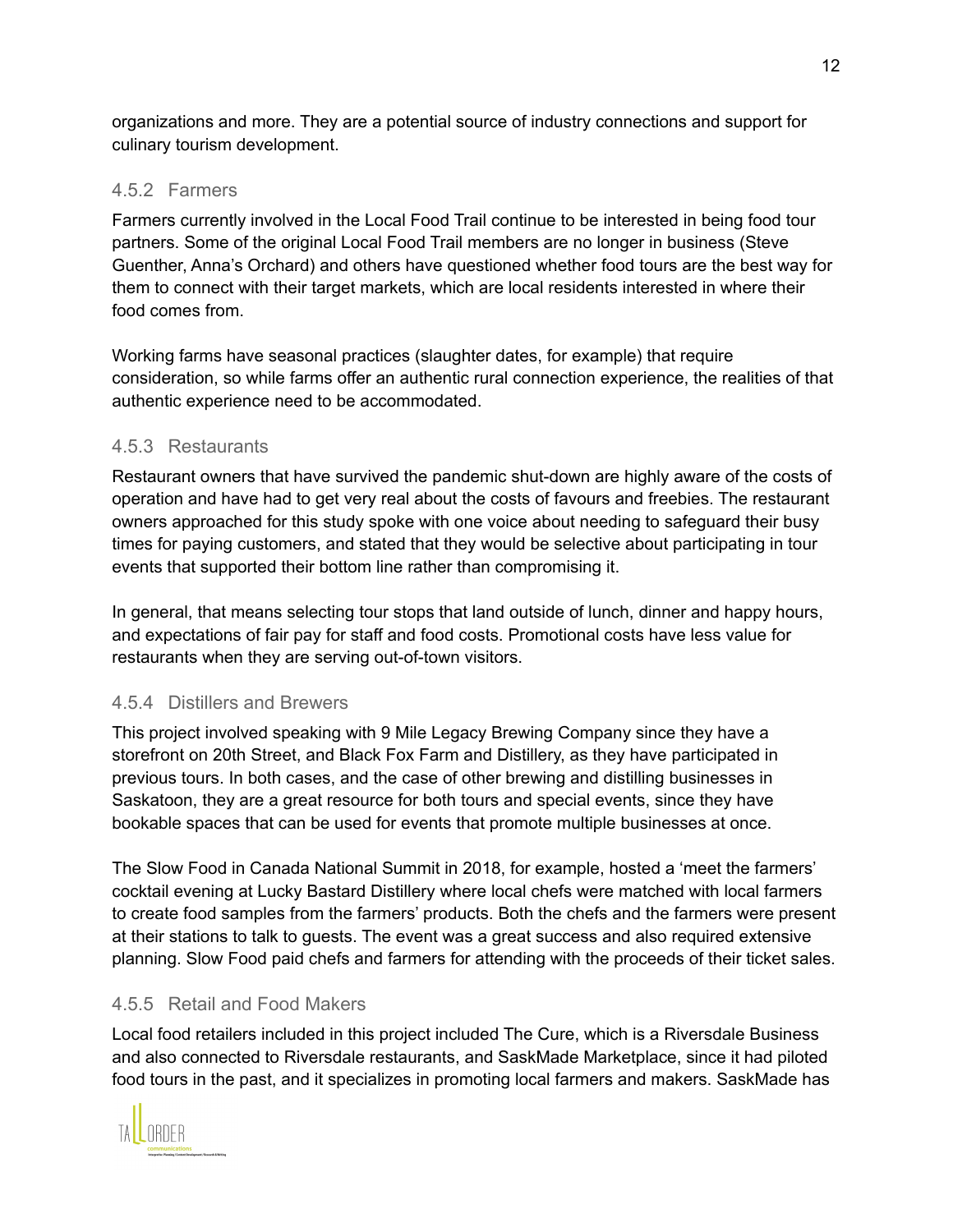organizations and more. They are a potential source of industry connections and support for culinary tourism development.

### 4.5.2 Farmers

Farmers currently involved in the Local Food Trail continue to be interested in being food tour partners. Some of the original Local Food Trail members are no longer in business (Steve Guenther, Anna's Orchard) and others have questioned whether food tours are the best way for them to connect with their target markets, which are local residents interested in where their food comes from.

Working farms have seasonal practices (slaughter dates, for example) that require consideration, so while farms offer an authentic rural connection experience, the realities of that authentic experience need to be accommodated.

### 4.5.3 Restaurants

Restaurant owners that have survived the pandemic shut-down are highly aware of the costs of operation and have had to get very real about the costs of favours and freebies. The restaurant owners approached for this study spoke with one voice about needing to safeguard their busy times for paying customers, and stated that they would be selective about participating in tour events that supported their bottom line rather than compromising it.

In general, that means selecting tour stops that land outside of lunch, dinner and happy hours, and expectations of fair pay for staff and food costs. Promotional costs have less value for restaurants when they are serving out-of-town visitors.

### 4.5.4 Distillers and Brewers

This project involved speaking with 9 Mile Legacy Brewing Company since they have a storefront on 20th Street, and Black Fox Farm and Distillery, as they have participated in previous tours. In both cases, and the case of other brewing and distilling businesses in Saskatoon, they are a great resource for both tours and special events, since they have bookable spaces that can be used for events that promote multiple businesses at once.

The Slow Food in Canada National Summit in 2018, for example, hosted a 'meet the farmers' cocktail evening at Lucky Bastard Distillery where local chefs were matched with local farmers to create food samples from the farmers' products. Both the chefs and the farmers were present at their stations to talk to guests. The event was a great success and also required extensive planning. Slow Food paid chefs and farmers for attending with the proceeds of their ticket sales.

### 4.5.5 Retail and Food Makers

Local food retailers included in this project included The Cure, which is a Riversdale Business and also connected to Riversdale restaurants, and SaskMade Marketplace, since it had piloted food tours in the past, and it specializes in promoting local farmers and makers. SaskMade has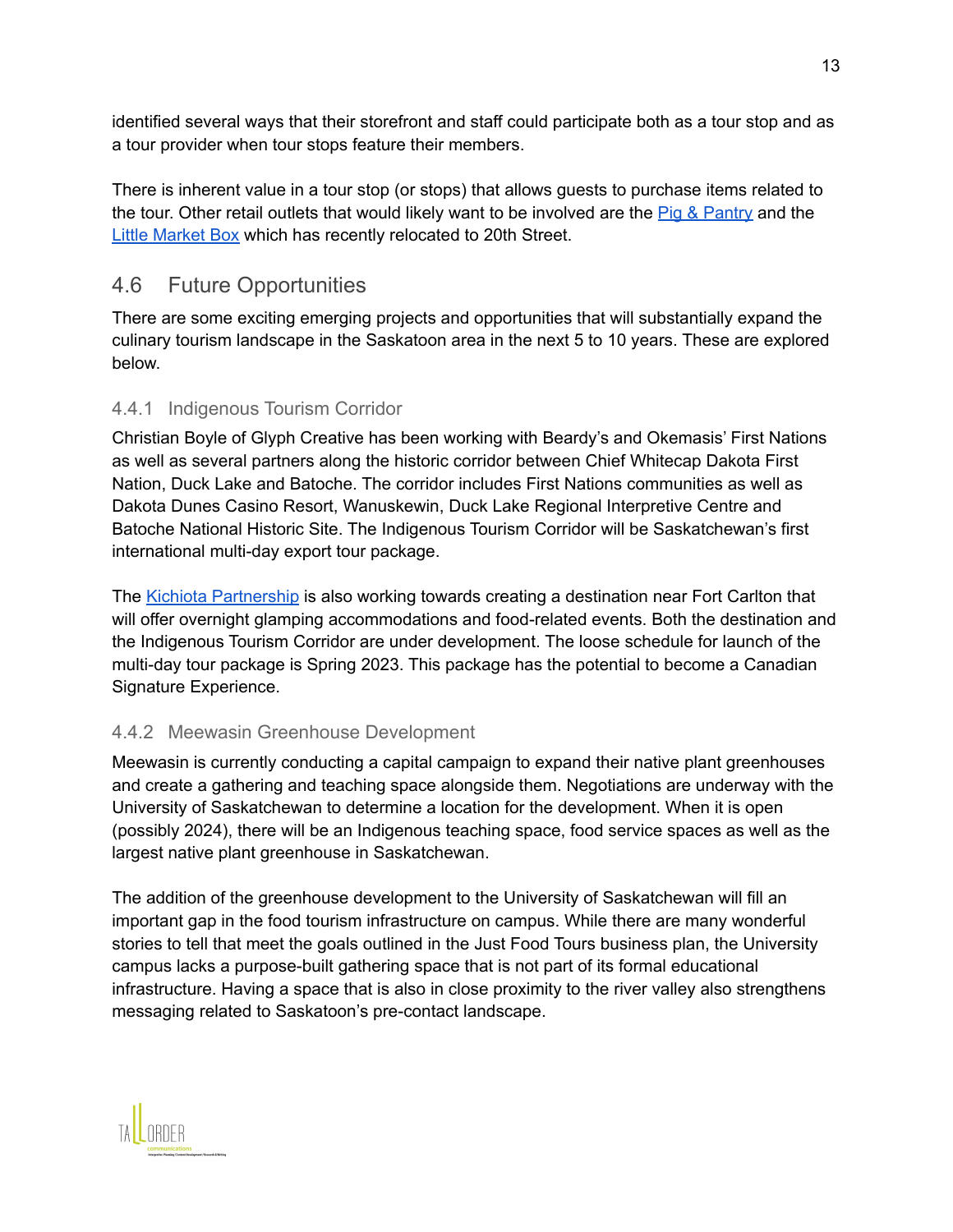identified several ways that their storefront and staff could participate both as a tour stop and as a tour provider when tour stops feature their members.

There is inherent value in a tour stop (or stops) that allows guests to purchase items related to the tour. Other retail outlets that would likely want to be involved are the Pig & Pantry and the Little Market Box which has recently relocated to 20th Street.

## 4.6 Future Opportunities

There are some exciting emerging projects and opportunities that will substantially expand the culinary tourism landscape in the Saskatoon area in the next 5 to 10 years. These are explored below.

### 4.4.1 Indigenous Tourism Corridor

Christian Boyle of Glyph Creative has been working with Beardy's and Okemasis' First Nations as well as several partners along the historic corridor between Chief Whitecap Dakota First Nation, Duck Lake and Batoche. The corridor includes First Nations communities as well as Dakota Dunes Casino Resort, Wanuskewin, Duck Lake Regional Interpretive Centre and Batoche National Historic Site. The Indigenous Tourism Corridor will be Saskatchewan's first international multi-day export tour package.

The Kichiota Partnership is also working towards creating a destination near Fort Carlton that will offer overnight glamping accommodations and food-related events. Both the destination and the Indigenous Tourism Corridor are under development. The loose schedule for launch of the multi-day tour package is Spring 2023. This package has the potential to become a Canadian Signature Experience.

### 4.4.2 Meewasin Greenhouse Development

Meewasin is currently conducting a capital campaign to expand their native plant greenhouses and create a gathering and teaching space alongside them. Negotiations are underway with the University of Saskatchewan to determine a location for the development. When it is open (possibly 2024), there will be an Indigenous teaching space, food service spaces as well as the largest native plant greenhouse in Saskatchewan.

The addition of the greenhouse development to the University of Saskatchewan will fill an important gap in the food tourism infrastructure on campus. While there are many wonderful stories to tell that meet the goals outlined in the Just Food Tours business plan, the University campus lacks a purpose-built gathering space that is not part of its formal educational infrastructure. Having a space that is also in close proximity to the river valley also strengthens messaging related to Saskatoon's pre-contact landscape.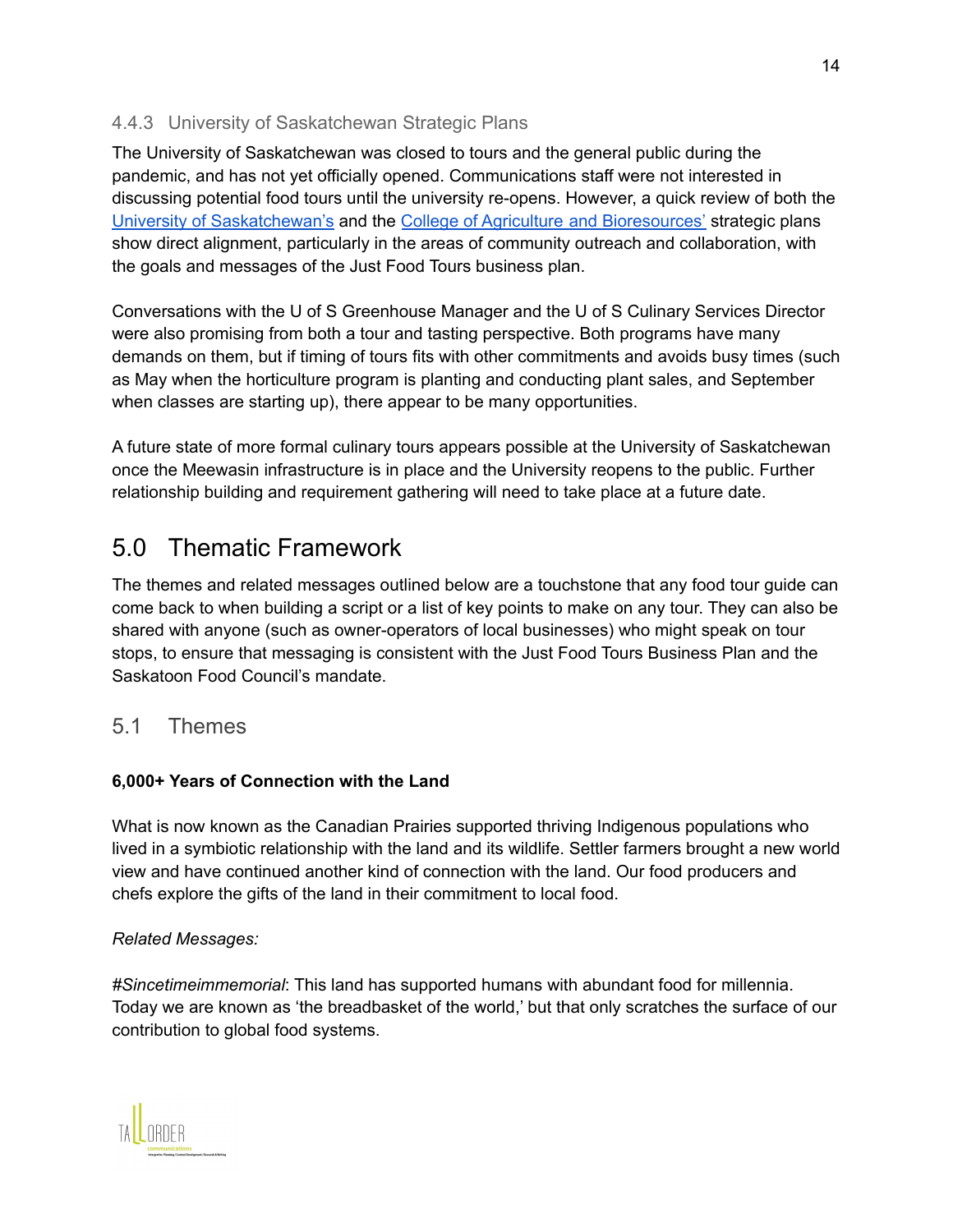### 4.4.3 University of Saskatchewan Strategic Plans

The University of Saskatchewan was closed to tours and the general public during the pandemic, and has not yet officially opened. Communications staff were not interested in discussing potential food tours until the university re-opens. However, a quick review of both the University of Saskatchewan's and the College of Agriculture and Bioresources' strategic plans show direct alignment, particularly in the areas of community outreach and collaboration, with the goals and messages of the Just Food Tours business plan.

Conversations with the U of S Greenhouse Manager and the U of S Culinary Services Director were also promising from both a tour and tasting perspective. Both programs have many demands on them, but if timing of tours fits with other commitments and avoids busy times (such as May when the horticulture program is planting and conducting plant sales, and September when classes are starting up), there appear to be many opportunities.

A future state of more formal culinary tours appears possible at the University of Saskatchewan once the Meewasin infrastructure is in place and the University reopens to the public. Further relationship building and requirement gathering will need to take place at a future date.

# 5.0 Thematic Framework

The themes and related messages outlined below are a touchstone that any food tour guide can come back to when building a script or a list of key points to make on any tour. They can also be shared with anyone (such as owner-operators of local businesses) who might speak on tour stops, to ensure that messaging is consistent with the Just Food Tours Business Plan and the Saskatoon Food Council's mandate.

## 5.1 Themes

**6,000+ Years of Connection with the Land**

What is now known as the Canadian Prairies supported thriving Indigenous populations who lived in a symbiotic relationship with the land and its wildlife. Settler farmers brought a new world view and have continued another kind of connection with the land. Our food producers and chefs explore the gifts of the land in their commitment to local food.

*Related Messages:*

*#Sincetimeimmemorial*: This land has supported humans with abundant food for millennia. Today we are known as 'the breadbasket of the world,' but that only scratches the surface of our contribution to global food systems.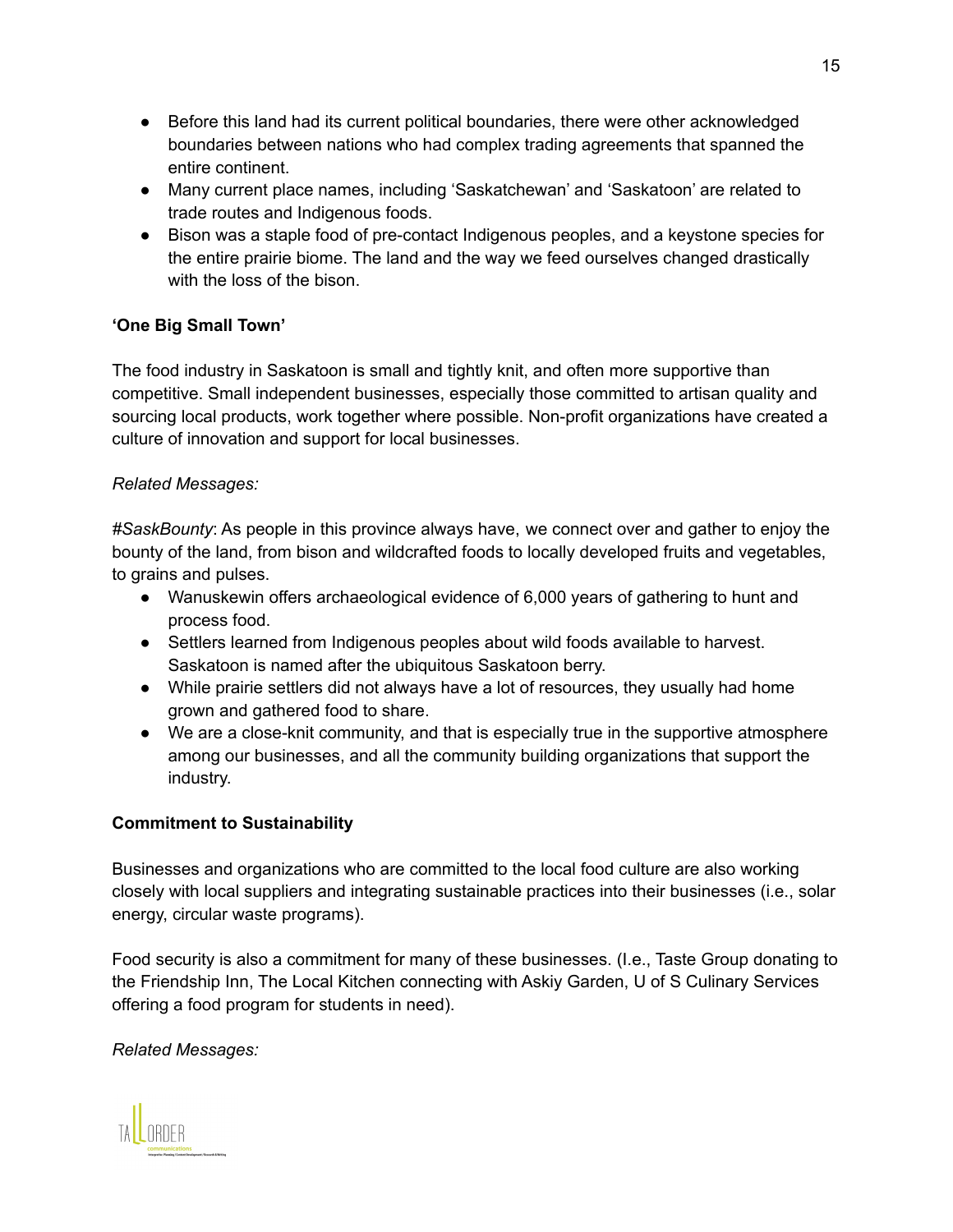- Before this land had its current political boundaries, there were other acknowledged boundaries between nations who had complex trading agreements that spanned the entire continent.
- Many current place names, including 'Saskatchewan' and 'Saskatoon' are related to trade routes and Indigenous foods.
- Bison was a staple food of pre-contact Indigenous peoples, and a keystone species for the entire prairie biome. The land and the way we feed ourselves changed drastically with the loss of the bison.

**'One Big Small Town'**

The food industry in Saskatoon is small and tightly knit, and often more supportive than competitive. Small independent businesses, especially those committed to artisan quality and sourcing local products, work together where possible. Non-profit organizations have created a culture of innovation and support for local businesses.

*Related Messages:*

*#SaskBounty*: As people in this province always have, we connect over and gather to enjoy the bounty of the land, from bison and wildcrafted foods to locally developed fruits and vegetables, to grains and pulses.

- Wanuskewin offers archaeological evidence of 6,000 years of gathering to hunt and process food.
- Settlers learned from Indigenous peoples about wild foods available to harvest. Saskatoon is named after the ubiquitous Saskatoon berry.
- While prairie settlers did not always have a lot of resources, they usually had home grown and gathered food to share.
- We are a close-knit community, and that is especially true in the supportive atmosphere among our businesses, and all the community building organizations that support the industry.

**Commitment to Sustainability**

Businesses and organizations who are committed to the local food culture are also working closely with local suppliers and integrating sustainable practices into their businesses (i.e., solar energy, circular waste programs).

Food security is also a commitment for many of these businesses. (I.e., Taste Group donating to the Friendship Inn, The Local Kitchen connecting with Askiy Garden, U of S Culinary Services offering a food program for students in need).

*Related Messages:*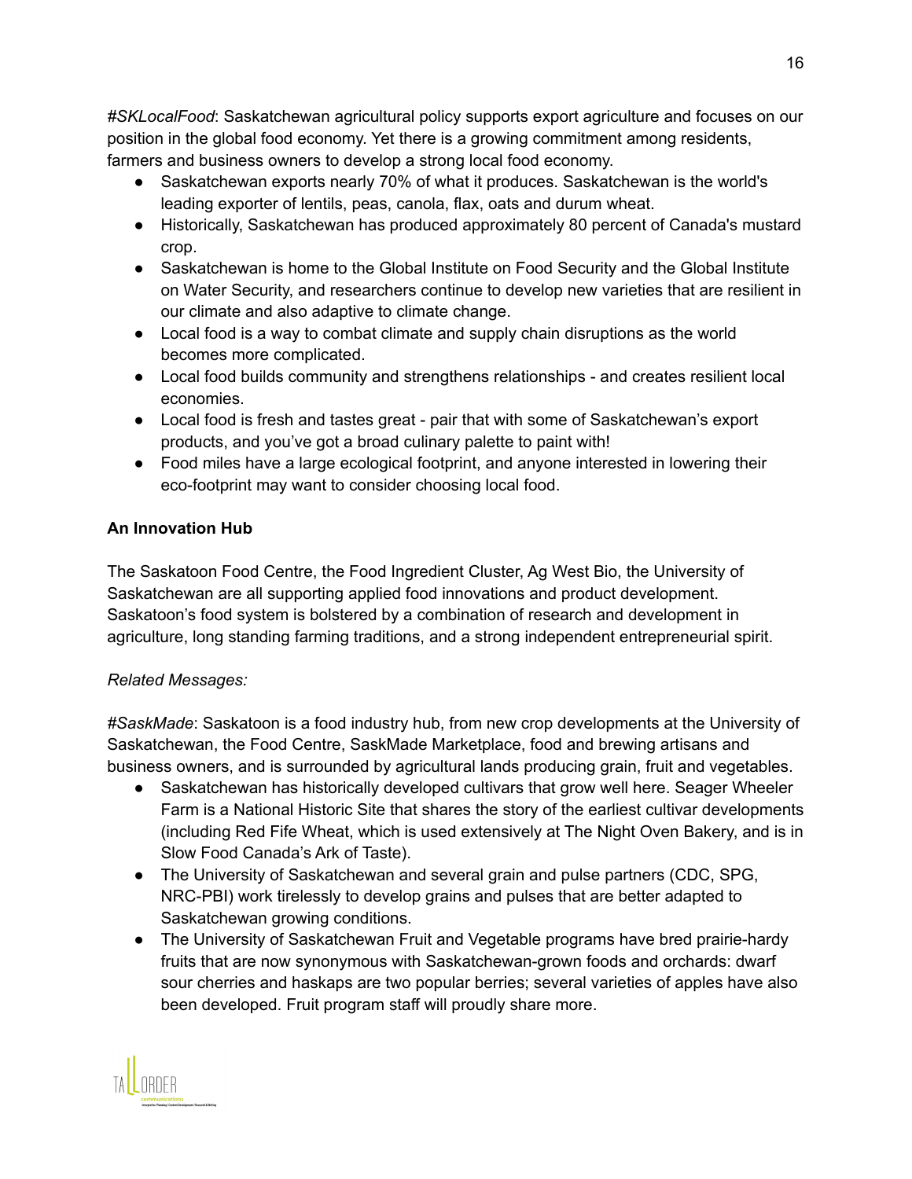*#SKLocalFood*: Saskatchewan agricultural policy supports export agriculture and focuses on our position in the global food economy. Yet there is a growing commitment among residents, farmers and business owners to develop a strong local food economy.

- Saskatchewan exports nearly 70% of what it produces. Saskatchewan is the world's leading exporter of lentils, peas, canola, flax, oats and durum wheat.
- Historically, Saskatchewan has produced approximately 80 percent of Canada's mustard crop.
- Saskatchewan is home to the Global Institute on Food Security and the Global Institute on Water Security, and researchers continue to develop new varieties that are resilient in our climate and also adaptive to climate change.
- Local food is a way to combat climate and supply chain disruptions as the world becomes more complicated.
- Local food builds community and strengthens relationships - and creates resilient local economies.
- Local food is fresh and tastes great - pair that with some of Saskatchewan's export products, and you've got a broad culinary palette to paint with!
- Food miles have a large ecological footprint, and anyone interested in lowering their eco-footprint may want to consider choosing local food.

**An Innovation Hub**

The Saskatoon Food Centre, the Food Ingredient Cluster, Ag West Bio, the University of Saskatchewan are all supporting applied food innovations and product development. Saskatoon's food system is bolstered by a combination of research and development in agriculture, long standing farming traditions, and a strong independent entrepreneurial spirit.

*Related Messages:*

*#SaskMade*: Saskatoon is a food industry hub, from new crop developments at the University of Saskatchewan, the Food Centre, SaskMade Marketplace, food and brewing artisans and business owners, and is surrounded by agricultural lands producing grain, fruit and vegetables.

- Saskatchewan has historically developed cultivars that grow well here. Seager Wheeler Farm is a National Historic Site that shares the story of the earliest cultivar developments (including Red Fife Wheat, which is used extensively at The Night Oven Bakery, and is in Slow Food Canada's Ark of Taste).
- The University of Saskatchewan and several grain and pulse partners (CDC, SPG, NRC-PBI) work tirelessly to develop grains and pulses that are better adapted to Saskatchewan growing conditions.
- The University of Saskatchewan Fruit and Vegetable programs have bred prairie-hardy fruits that are now synonymous with Saskatchewan-grown foods and orchards: dwarf sour cherries and haskaps are two popular berries; several varieties of apples have also been developed. Fruit program staff will proudly share more.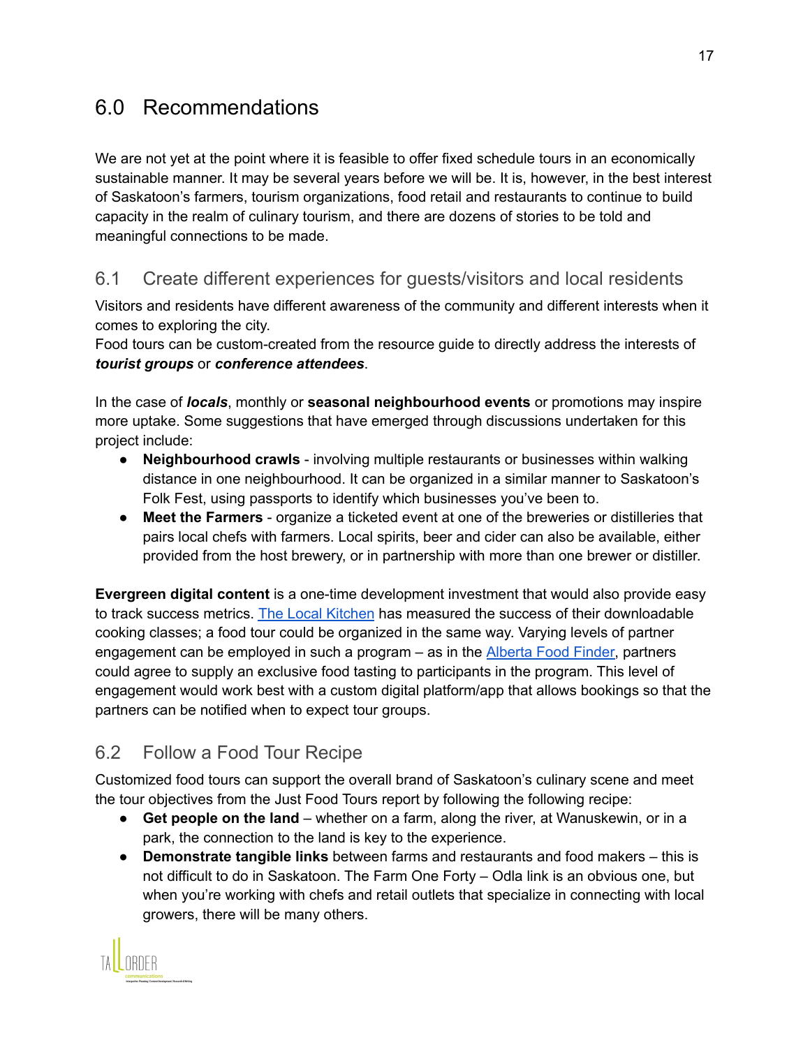# 6.0 Recommendations

We are not yet at the point where it is feasible to offer fixed schedule tours in an economically sustainable manner. It may be several years before we will be. It is, however, in the best interest of Saskatoon's farmers, tourism organizations, food retail and restaurants to continue to build capacity in the realm of culinary tourism, and there are dozens of stories to be told and meaningful connections to be made.

## 6.1 Create different experiences for guests/visitors and local residents

Visitors and residents have different awareness of the community and different interests when it comes to exploring the city.
Food tours can be custom-created from the resource guide to directly address the interests of ***tourist groups*** or ***conference attendees***.

In the case of ***locals***, monthly or **seasonal neighbourhood events** or promotions may inspire more uptake. Some suggestions that have emerged through discussions undertaken for this project include:

- **Neighbourhood crawls** - involving multiple restaurants or businesses within walking distance in one neighbourhood. It can be organized in a similar manner to Saskatoon's Folk Fest, using passports to identify which businesses you've been to.
- **Meet the Farmers** - organize a ticketed event at one of the breweries or distilleries that pairs local chefs with farmers. Local spirits, beer and cider can also be available, either provided from the host brewery, or in partnership with more than one brewer or distiller.

**Evergreen digital content** is a one-time development investment that would also provide easy to track success metrics. The Local Kitchen has measured the success of their downloadable cooking classes; a food tour could be organized in the same way. Varying levels of partner engagement can be employed in such a program – as in the Alberta Food Finder, partners could agree to supply an exclusive food tasting to participants in the program. This level of engagement would work best with a custom digital platform/app that allows bookings so that the partners can be notified when to expect tour groups.

## 6.2 Follow a Food Tour Recipe

Customized food tours can support the overall brand of Saskatoon's culinary scene and meet the tour objectives from the Just Food Tours report by following the following recipe:

- **Get people on the land** – whether on a farm, along the river, at Wanuskewin, or in a park, the connection to the land is key to the experience.
- **Demonstrate tangible links** between farms and restaurants and food makers – this is not difficult to do in Saskatoon. The Farm One Forty – Odla link is an obvious one, but when you're working with chefs and retail outlets that specialize in connecting with local growers, there will be many others.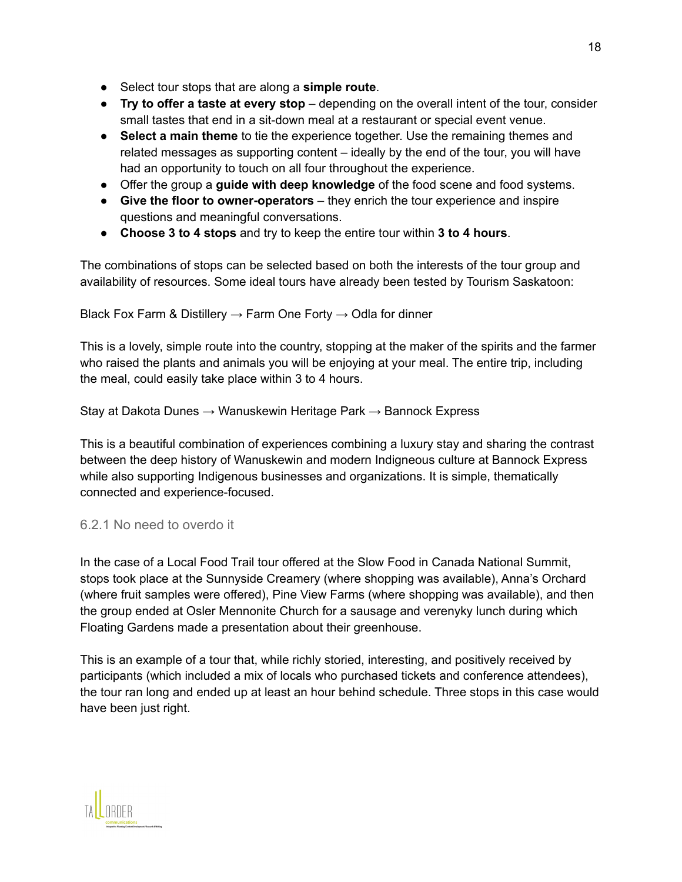- Select tour stops that are along a **simple route**.
- **Try to offer a taste at every stop** – depending on the overall intent of the tour, consider small tastes that end in a sit-down meal at a restaurant or special event venue.
- **Select a main theme** to tie the experience together. Use the remaining themes and related messages as supporting content – ideally by the end of the tour, you will have had an opportunity to touch on all four throughout the experience.
- Offer the group a **guide with deep knowledge** of the food scene and food systems.
- **Give the floor to owner-operators** – they enrich the tour experience and inspire questions and meaningful conversations.
- **Choose 3 to 4 stops** and try to keep the entire tour within **3 to 4 hours**.

The combinations of stops can be selected based on both the interests of the tour group and availability of resources. Some ideal tours have already been tested by Tourism Saskatoon:

Black Fox Farm & Distillery → Farm One Forty → Odla for dinner

This is a lovely, simple route into the country, stopping at the maker of the spirits and the farmer who raised the plants and animals you will be enjoying at your meal. The entire trip, including the meal, could easily take place within 3 to 4 hours.

Stay at Dakota Dunes → Wanuskewin Heritage Park → Bannock Express

This is a beautiful combination of experiences combining a luxury stay and sharing the contrast between the deep history of Wanuskewin and modern Indigenous culture at Bannock Express while also supporting Indigenous businesses and organizations. It is simple, thematically connected and experience-focused.

### 6.2.1 No need to overdo it

In the case of a Local Food Trail tour offered at the Slow Food in Canada National Summit, stops took place at the Sunnyside Creamery (where shopping was available), Anna's Orchard (where fruit samples were offered), Pine View Farms (where shopping was available), and then the group ended at Osler Mennonite Church for a sausage and verenyky lunch during which Floating Gardens made a presentation about their greenhouse.

This is an example of a tour that, while richly storied, interesting, and positively received by participants (which included a mix of locals who purchased tickets and conference attendees), the tour ran long and ended up at least an hour behind schedule. Three stops in this case would have been just right.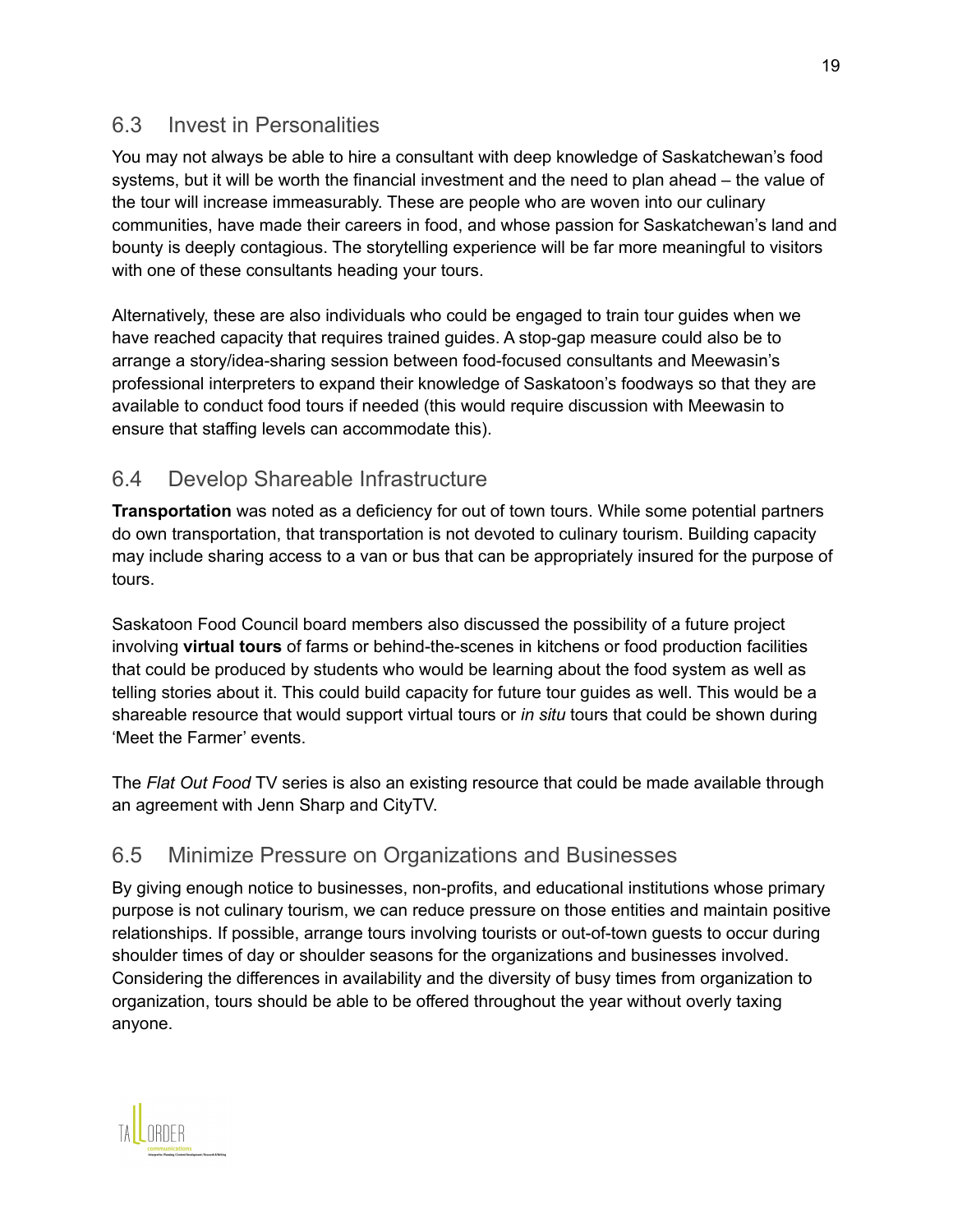## 6.3 Invest in Personalities

You may not always be able to hire a consultant with deep knowledge of Saskatchewan's food systems, but it will be worth the financial investment and the need to plan ahead – the value of the tour will increase immeasurably. These are people who are woven into our culinary communities, have made their careers in food, and whose passion for Saskatchewan's land and bounty is deeply contagious. The storytelling experience will be far more meaningful to visitors with one of these consultants heading your tours.

Alternatively, these are also individuals who could be engaged to train tour guides when we have reached capacity that requires trained guides. A stop-gap measure could also be to arrange a story/idea-sharing session between food-focused consultants and Meewasin's professional interpreters to expand their knowledge of Saskatoon's foodways so that they are available to conduct food tours if needed (this would require discussion with Meewasin to ensure that staffing levels can accommodate this).

## 6.4 Develop Shareable Infrastructure

**Transportation** was noted as a deficiency for out of town tours. While some potential partners do own transportation, that transportation is not devoted to culinary tourism. Building capacity may include sharing access to a van or bus that can be appropriately insured for the purpose of tours.

Saskatoon Food Council board members also discussed the possibility of a future project involving **virtual tours** of farms or behind-the-scenes in kitchens or food production facilities that could be produced by students who would be learning about the food system as well as telling stories about it. This could build capacity for future tour guides as well. This would be a shareable resource that would support virtual tours or *in situ* tours that could be shown during 'Meet the Farmer' events.

The *Flat Out Food* TV series is also an existing resource that could be made available through an agreement with Jenn Sharp and CityTV.

## 6.5 Minimize Pressure on Organizations and Businesses

By giving enough notice to businesses, non-profits, and educational institutions whose primary purpose is not culinary tourism, we can reduce pressure on those entities and maintain positive relationships. If possible, arrange tours involving tourists or out-of-town guests to occur during shoulder times of day or shoulder seasons for the organizations and businesses involved. Considering the differences in availability and the diversity of busy times from organization to organization, tours should be able to be offered throughout the year without overly taxing anyone.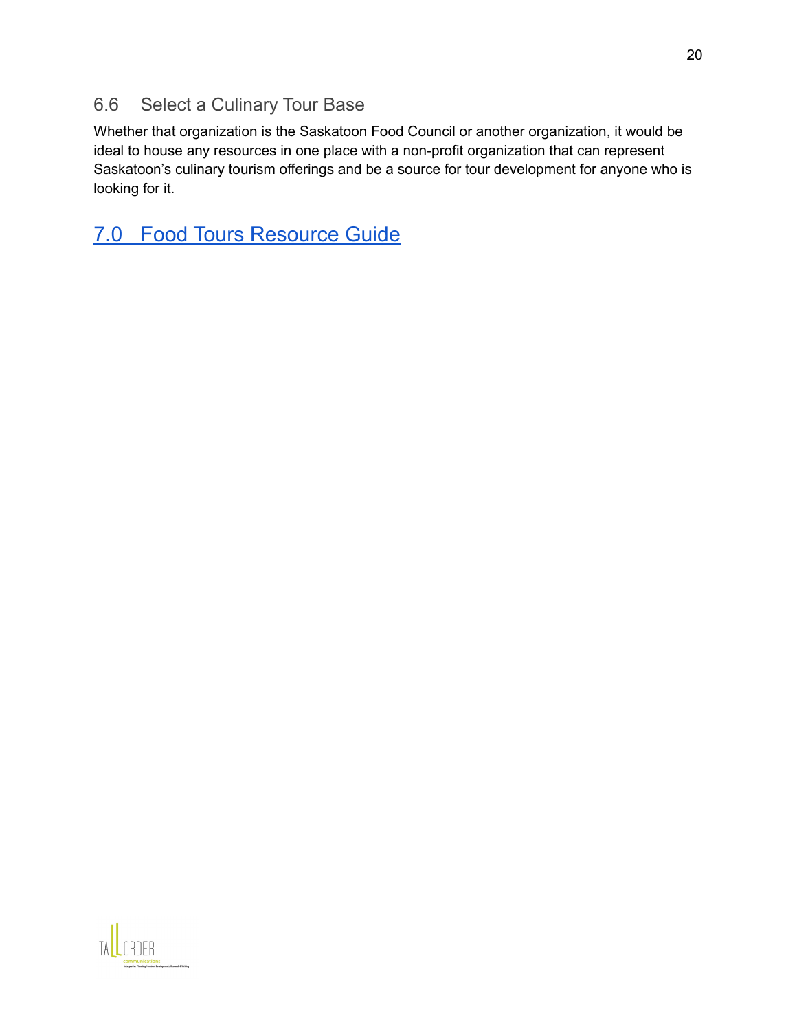## 6.6 Select a Culinary Tour Base

Whether that organization is the Saskatoon Food Council or another organization, it would be ideal to house any resources in one place with a non-profit organization that can represent Saskatoon's culinary tourism offerings and be a source for tour development for anyone who is looking for it.

# 7.0 Food Tours Resource Guide